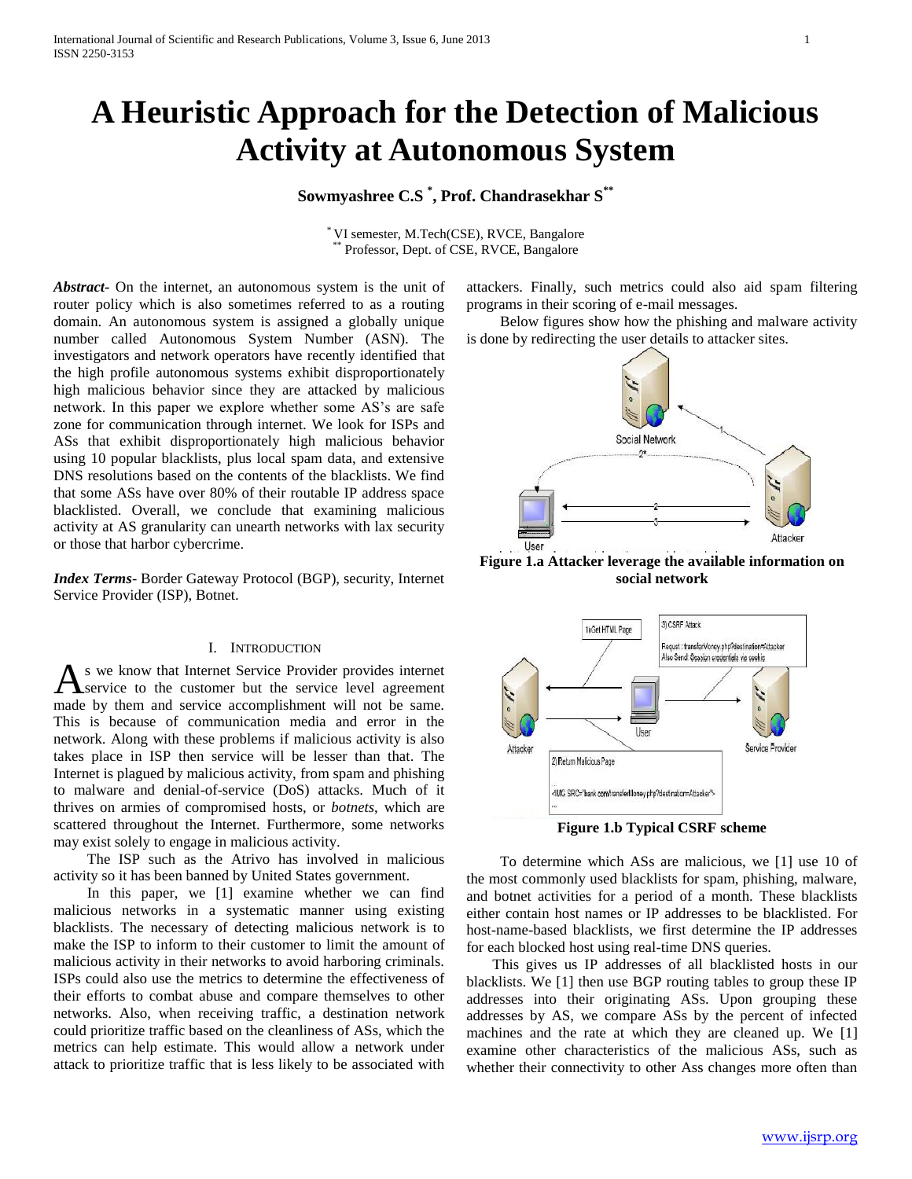# A Heuristic Approach for the Detection of Malicious Activity at Autonomous System

**Sowmyashree C.S [*], Prof. Chandrasekhar S [**]**

[*] VI semester, M.Tech(CSE), RVCE, Bangalore
[**] Professor, Dept. of CSE, RVCE, Bangalore

***Abstract-*** On the internet, an autonomous system is the unit of router policy which is also sometimes referred to as a routing domain. An autonomous system is assigned a globally unique number called Autonomous System Number (ASN). The investigators and network operators have recently identified that the high profile autonomous systems exhibit disproportionately high malicious behavior since they are attacked by malicious network. In this paper we explore whether some AS's are safe zone for communication through internet. We look for ISPs and ASs that exhibit disproportionately high malicious behavior using 10 popular blacklists, plus local spam data, and extensive DNS resolutions based on the contents of the blacklists. We find that some ASs have over 80% of their routable IP address space blacklisted. Overall, we conclude that examining malicious activity at AS granularity can unearth networks with lax security or those that harbor cybercrime.

***Index Terms*-** Border Gateway Protocol (BGP), security, Internet Service Provider (ISP), Botnet.

## I. Introduction

As we know that Internet Service Provider provides internet service to the customer but the service level agreement made by them and service accomplishment will not be same. This is because of communication media and error in the network. Along with these problems if malicious activity is also takes place in ISP then service will be lesser than that. The Internet is plagued by malicious activity, from spam and phishing to malware and denial-of-service (DoS) attacks. Much of it thrives on armies of compromised hosts, or *botnets*, which are scattered throughout the Internet. Furthermore, some networks may exist solely to engage in malicious activity.

The ISP such as the Atrivo has involved in malicious activity so it has been banned by United States government.

In this paper, we [1] examine whether we can find malicious networks in a systematic manner using existing blacklists. The necessary of detecting malicious network is to make the ISP to inform to their customer to limit the amount of malicious activity in their networks to avoid harboring criminals. ISPs could also use the metrics to determine the effectiveness of their efforts to combat abuse and compare themselves to other networks. Also, when receiving traffic, a destination network could prioritize traffic based on the cleanliness of ASs, which the metrics can help estimate. This would allow a network under attack to prioritize traffic that is less likely to be associated with attackers. Finally, such metrics could also aid spam filtering programs in their scoring of e-mail messages.

Below figures show how the phishing and malware activity is done by redirecting the user details to attacker sites.

**Figure 1.a Attacker leverage the available information on social network**

**Figure 1.b Typical CSRF scheme**

To determine which ASs are malicious, we [1] use 10 of the most commonly used blacklists for spam, phishing, malware, and botnet activities for a period of a month. These blacklists either contain host names or IP addresses to be blacklisted. For host-name-based blacklists, we first determine the IP addresses for each blocked host using real-time DNS queries.

This gives us IP addresses of all blacklisted hosts in our blacklists. We [1] then use BGP routing tables to group these IP addresses into their originating ASs. Upon grouping these addresses by AS, we compare ASs by the percent of infected machines and the rate at which they are cleaned up. We [1] examine other characteristics of the malicious ASs, such as whether their connectivity to other Ass changes more often than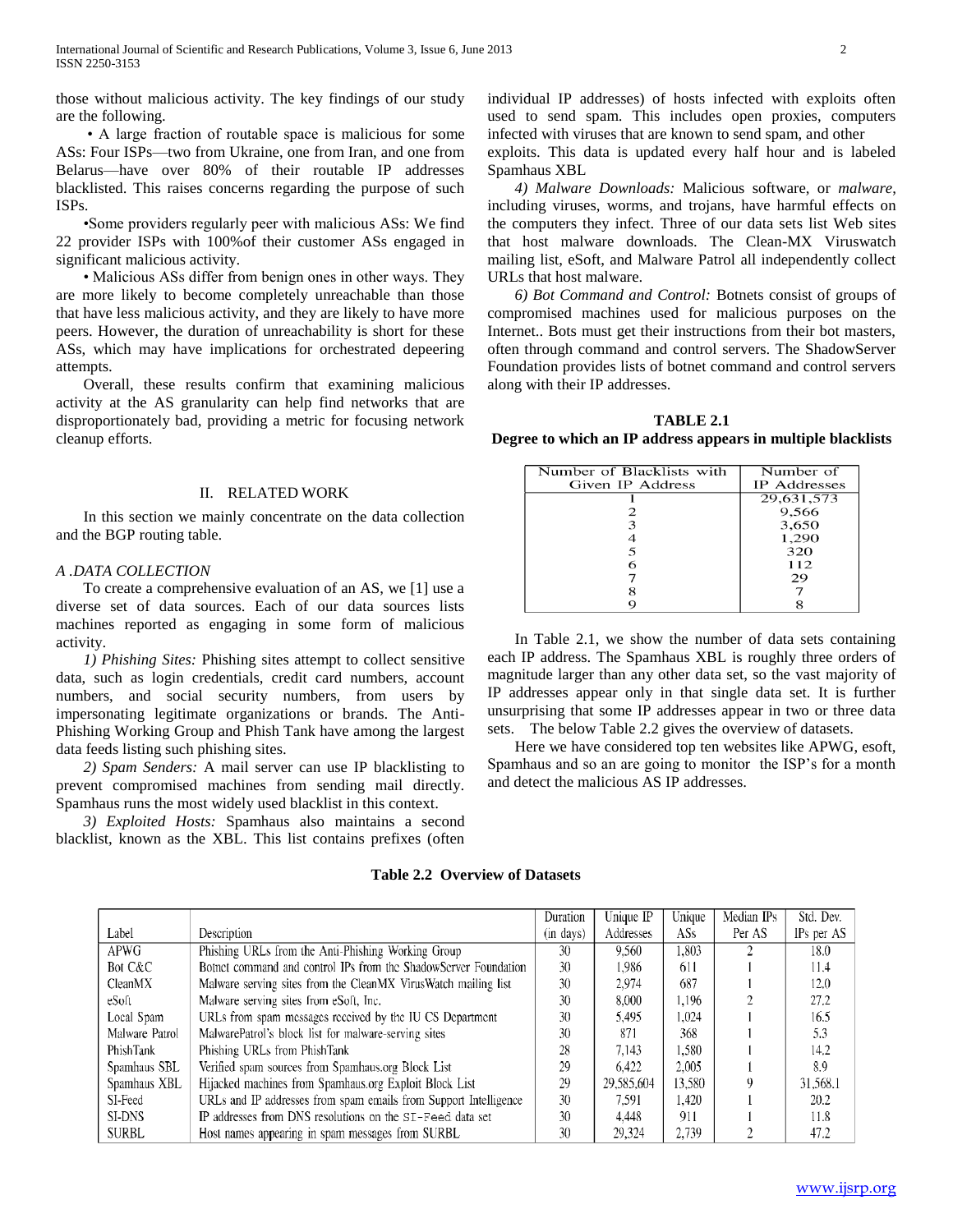those without malicious activity. The key findings of our study are the following.

• A large fraction of routable space is malicious for some ASs: Four ISPs—two from Ukraine, one from Iran, and one from Belarus—have over 80% of their routable IP addresses blacklisted. This raises concerns regarding the purpose of such ISPs.

•Some providers regularly peer with malicious ASs: We find 22 provider ISPs with 100%of their customer ASs engaged in significant malicious activity.

• Malicious ASs differ from benign ones in other ways. They are more likely to become completely unreachable than those that have less malicious activity, and they are likely to have more peers. However, the duration of unreachability is short for these ASs, which may have implications for orchestrated depeering attempts.

Overall, these results confirm that examining malicious activity at the AS granularity can help find networks that are disproportionately bad, providing a metric for focusing network cleanup efforts.

## II. RELATED WORK

In this section we mainly concentrate on the data collection and the BGP routing table.

### *A .DATA COLLECTION*

To create a comprehensive evaluation of an AS, we [1] use a diverse set of data sources. Each of our data sources lists machines reported as engaging in some form of malicious activity.

*1) Phishing Sites:* Phishing sites attempt to collect sensitive data, such as login credentials, credit card numbers, account numbers, and social security numbers, from users by impersonating legitimate organizations or brands. The Anti-Phishing Working Group and Phish Tank have among the largest data feeds listing such phishing sites.

*2) Spam Senders:* A mail server can use IP blacklisting to prevent compromised machines from sending mail directly. Spamhaus runs the most widely used blacklist in this context.

*3) Exploited Hosts:* Spamhaus also maintains a second blacklist, known as the XBL. This list contains prefixes (often individual IP addresses) of hosts infected with exploits often used to send spam. This includes open proxies, computers infected with viruses that are known to send spam, and other exploits. This data is updated every half hour and is labeled Spamhaus XBL

*4) Malware Downloads:* Malicious software, or *malware*, including viruses, worms, and trojans, have harmful effects on the computers they infect. Three of our data sets list Web sites that host malware downloads. The Clean-MX Viruswatch mailing list, eSoft, and Malware Patrol all independently collect URLs that host malware.

*6) Bot Command and Control:* Botnets consist of groups of compromised machines used for malicious purposes on the Internet.. Bots must get their instructions from their bot masters, often through command and control servers. The ShadowServer Foundation provides lists of botnet command and control servers along with their IP addresses.

**TABLE 2.1**
**Degree to which an IP address appears in multiple blacklists**

| Number of Blacklists with Given IP Address | Number of IP Addresses |
|---|---|
| 1 | 29,631,573 |
| 2 | 9,566 |
| 3 | 3,650 |
| 4 | 1,290 |
| 5 | 320 |
| 6 | 112 |
| 7 | 29 |
| 8 | 7 |
| 9 | 8 |

In Table 2.1, we show the number of data sets containing each IP address. The Spamhaus XBL is roughly three orders of magnitude larger than any other data set, so the vast majority of IP addresses appear only in that single data set. It is further unsurprising that some IP addresses appear in two or three data sets. The below Table 2.2 gives the overview of datasets.

Here we have considered top ten websites like APWG, esoft, Spamhaus and so an are going to monitor the ISP's for a month and detect the malicious AS IP addresses.

**Table 2.2 Overview of Datasets**

| Label | Description | Duration (in days) | Unique IP Addresses | Unique ASs | Median IPs Per AS | Std. Dev. IPs per AS |
|---|---|---|---|---|---|---|
| APWG | Phishing URLs from the Anti-Phishing Working Group | 30 | 9,560 | 1,803 | 2 | 18.0 |
| Bot C&C | Botnet command and control IPs from the ShadowServer Foundation | 30 | 1,986 | 611 | 1 | 11.4 |
| CleanMX | Malware serving sites from the CleanMX VirusWatch mailing list | 30 | 2,974 | 687 | 1 | 12.0 |
| eSoft | Malware serving sites from eSoft, Inc. | 30 | 8,000 | 1,196 | 2 | 27.2 |
| Local Spam | URLs from spam messages received by the IU CS Department | 30 | 5,495 | 1,024 | 1 | 16.5 |
| Malware Patrol | MalwarePatrol's block list for malware-serving sites | 30 | 871 | 368 | 1 | 5.3 |
| PhishTank | Phishing URLs from PhishTank | 28 | 7,143 | 1,580 | 1 | 14.2 |
| Spamhaus SBL | Verified spam sources from Spamhaus.org Block List | 29 | 6,422 | 2,005 | 1 | 8.9 |
| Spamhaus XBL | Hijacked machines from Spamhaus.org Exploit Block List | 29 | 29,585,604 | 13,580 | 9 | 31,568.1 |
| SI-Feed | URLs and IP addresses from spam emails from Support Intelligence | 30 | 7,591 | 1,420 | 1 | 20.2 |
| SI-DNS | IP addresses from DNS resolutions on the SI-Feed data set | 30 | 4,448 | 911 | 1 | 11.8 |
| SURBL | Host names appearing in spam messages from SURBL | 30 | 29,324 | 2,739 | 2 | 47.2 |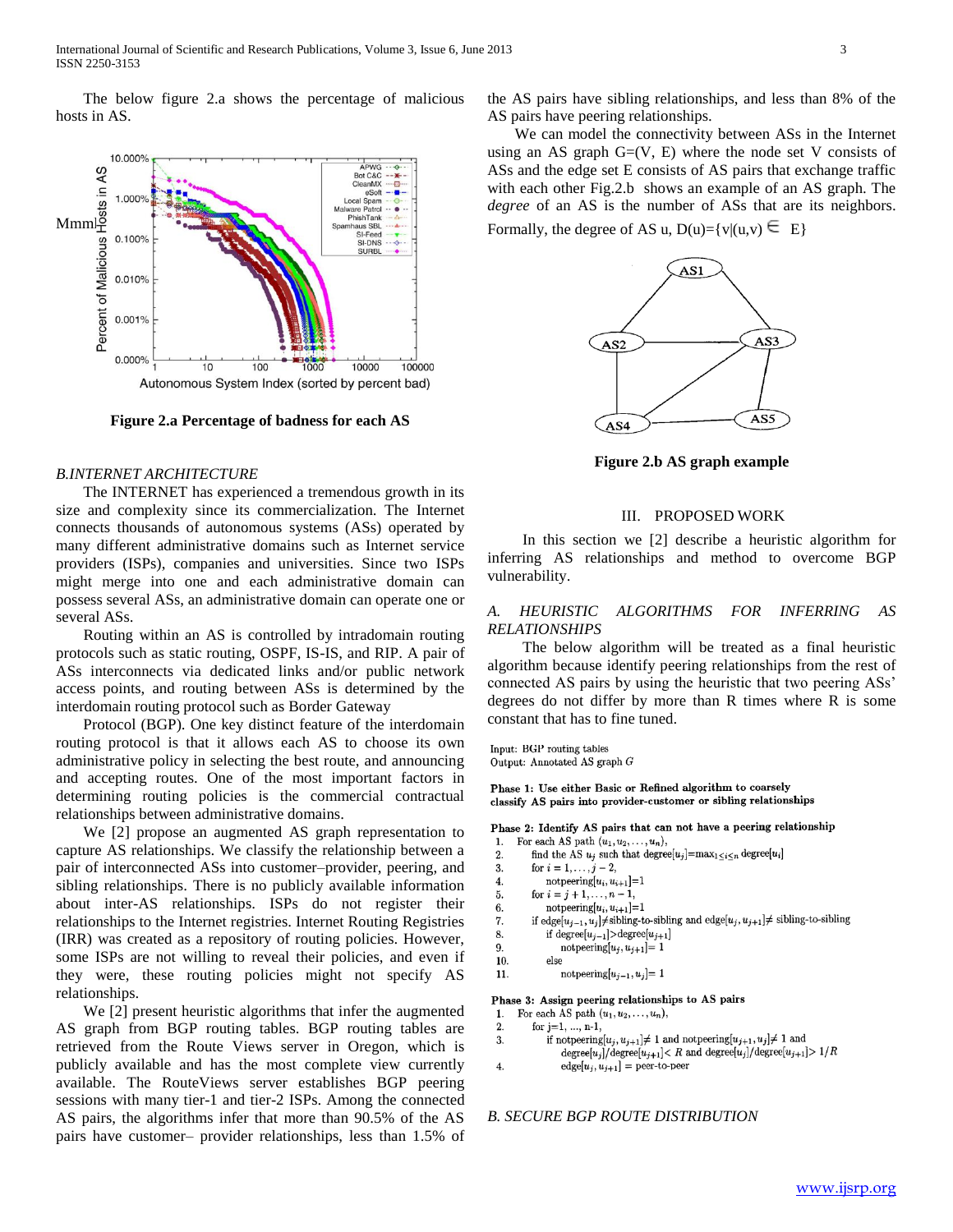The below figure 2.a shows the percentage of malicious hosts in AS.

Figure 2.a Percentage of badness for each AS

*B.INTERNET ARCHITECTURE*

The INTERNET has experienced a tremendous growth in its size and complexity since its commercialization. The Internet connects thousands of autonomous systems (ASs) operated by many different administrative domains such as Internet service providers (ISPs), companies and universities. Since two ISPs might merge into one and each administrative domain can possess several ASs, an administrative domain can operate one or several ASs.

Routing within an AS is controlled by intradomain routing protocols such as static routing, OSPF, IS-IS, and RIP. A pair of ASs interconnects via dedicated links and/or public network access points, and routing between ASs is determined by the interdomain routing protocol such as Border Gateway

Protocol (BGP). One key distinct feature of the interdomain routing protocol is that it allows each AS to choose its own administrative policy in selecting the best route, and announcing and accepting routes. One of the most important factors in determining routing policies is the commercial contractual relationships between administrative domains.

We [2] propose an augmented AS graph representation to capture AS relationships. We classify the relationship between a pair of interconnected ASs into customer–provider, peering, and sibling relationships. There is no publicly available information about inter-AS relationships. ISPs do not register their relationships to the Internet registries. Internet Routing Registries (IRR) was created as a repository of routing policies. However, some ISPs are not willing to reveal their policies, and even if they were, these routing policies might not specify AS relationships.

We [2] present heuristic algorithms that infer the augmented AS graph from BGP routing tables. BGP routing tables are retrieved from the Route Views server in Oregon, which is publicly available and has the most complete view currently available. The RouteViews server establishes BGP peering sessions with many tier-1 and tier-2 ISPs. Among the connected AS pairs, the algorithms infer that more than 90.5% of the AS pairs have customer– provider relationships, less than 1.5% of the AS pairs have sibling relationships, and less than 8% of the AS pairs have peering relationships.

We can model the connectivity between ASs in the Internet using an AS graph G=(V, E) where the node set V consists of ASs and the edge set E consists of AS pairs that exchange traffic with each other Fig.2.b shows an example of an AS graph. The *degree* of an AS is the number of ASs that are its neighbors. Formally, the degree of AS u, $D(u)=\{v|(u,v) \in E\}$

Figure 2.b AS graph example

## III. PROPOSED WORK

In this section we [2] describe a heuristic algorithm for inferring AS relationships and method to overcome BGP vulnerability.

### *A. HEURISTIC ALGORITHMS FOR INFERRING AS RELATIONSHIPS*

The below algorithm will be treated as a final heuristic algorithm because identify peering relationships from the rest of connected AS pairs by using the heuristic that two peering ASs' degrees do not differ by more than R times where R is some constant that has to fine tuned.

Input: BGP routing tables
Output: Annotated AS graph $G$

**Phase 1: Use either Basic or Refined algorithm to coarsely classify AS pairs into provider-customer or sibling relationships**

**Phase 2: Identify AS pairs that can not have a peering relationship**

1. For each AS path $(u_1, u_2, \ldots, u_n)$,
2. find the AS $u_j$ such that degree$[u_j]$=$\max_{1 \le i \le n}$ degree$[u_i]$
3. for $i = 1, \ldots, j-2$,
4. notpeering$[u_i, u_{i+1}]$=1
5. for $i = j+1, \ldots, n-1$,
6. notpeering$[u_i, u_{i+1}]$=1
7. if edge$[u_{j-1}, u_j]$≠sibling-to-sibling and edge$[u_j, u_{j+1}]$≠ sibling-to-sibling
8. if degree$[u_{j-1}]$>degree$[u_{j+1}]$
9. notpeering$[u_j, u_{j+1}]$= 1
10. else
11. notpeering$[u_{j-1}, u_j]$= 1

**Phase 3: Assign peering relationships to AS pairs**

1. For each AS path $(u_1, u_2, \ldots, u_n)$,
2. for j=1, ..., n-1,
3. if notpeering$[u_j, u_{j+1}]$≠ 1 and notpeering$[u_{j+1}, u_j]$≠ 1 and degree$[u_j]$/degree$[u_{j+1}]$< $R$ and degree$[u_j]$/degree$[u_{j+1}]$> $1/R$
4. edge$[u_j, u_{j+1}]$ = peer-to-peer

### *B. SECURE BGP ROUTE DISTRIBUTION*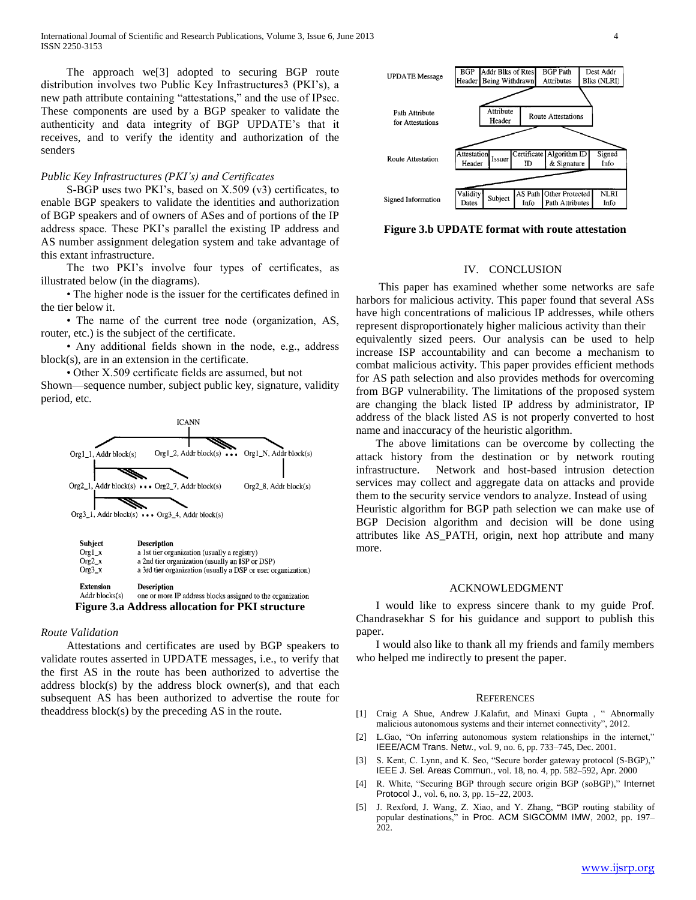The approach we[3] adopted to securing BGP route distribution involves two Public Key Infrastructures3 (PKI's), a new path attribute containing "attestations," and the use of IPsec. These components are used by a BGP speaker to validate the authenticity and data integrity of BGP UPDATE's that it receives, and to verify the identity and authorization of the senders

*Public Key Infrastructures (PKI's) and Certificates*

S-BGP uses two PKI's, based on X.509 (v3) certificates, to enable BGP speakers to validate the identities and authorization of BGP speakers and of owners of ASes and of portions of the IP address space. These PKI's parallel the existing IP address and AS number assignment delegation system and take advantage of this extant infrastructure.

The two PKI's involve four types of certificates, as illustrated below (in the diagrams).

• The higher node is the issuer for the certificates defined in the tier below it.

• The name of the current tree node (organization, AS, router, etc.) is the subject of the certificate.

• Any additional fields shown in the node, e.g., address block(s), are in an extension in the certificate.

• Other X.509 certificate fields are assumed, but not Shown—sequence number, subject public key, signature, validity period, etc.

ICANN

Org1_1, Addr block(s) Org1_2, Addr block(s) ••• Org1_N, Addr block(s)

Org2_1, Addr block(s) ••• Org2_7, Addr block(s) Org2_8, Addr block(s)

Org3_1, Addr block(s) ••• Org3_4, Addr block(s)

| Subject | Description |
|---|---|
| Org1_x | a 1st tier organization (usually a registry) |
| Org2_x | a 2nd tier organization (usually an ISP or DSP) |
| Org3_x | a 3rd tier organization (usually a DSP or user organization) |

| Extension | Description |
|---|---|
| Addr blocks(s) | one or more IP address blocks assigned to the organization |

**Figure 3.a Address allocation for PKI structure**

*Route Validation*

Attestations and certificates are used by BGP speakers to validate routes asserted in UPDATE messages, i.e., to verify that the first AS in the route has been authorized to advertise the address block(s) by the address block owner(s), and that each subsequent AS has been authorized to advertise the route for theaddress block(s) by the preceding AS in the route.

| UPDATE Message | BGP Header | Addr Blks of Rtes Being Withdrawn | BGP Path Attributes | Dest Addr Blks (NLRI) | |
|---|---|---|---|---|---|
| Path Attribute for Attestations | Attribute Header | Route Attestations | | | |
| Route Attestation | Attestation Header | Issuer | Certificate ID | Algorithm ID & Signature | Signed Info |
| Signed Information | Validity Dates | Subject | AS Path Info | Other Protected Path Attributes | NLRI Info |

**Figure 3.b UPDATE format with route attestation**

## IV. CONCLUSION

This paper has examined whether some networks are safe harbors for malicious activity. This paper found that several ASs have high concentrations of malicious IP addresses, while others represent disproportionately higher malicious activity than their equivalently sized peers. Our analysis can be used to help increase ISP accountability and can become a mechanism to combat malicious activity. This paper provides efficient methods for AS path selection and also provides methods for overcoming from BGP vulnerability. The limitations of the proposed system are changing the black listed IP address by administrator, IP address of the black listed AS is not properly converted to host name and inaccuracy of the heuristic algorithm.

The above limitations can be overcome by collecting the attack history from the destination or by network routing infrastructure. Network and host-based intrusion detection services may collect and aggregate data on attacks and provide them to the security service vendors to analyze. Instead of using Heuristic algorithm for BGP path selection we can make use of BGP Decision algorithm and decision will be done using attributes like AS_PATH, origin, next hop attribute and many more.

## ACKNOWLEDGMENT

I would like to express sincere thank to my guide Prof. Chandrasekhar S for his guidance and support to publish this paper.

I would also like to thank all my friends and family members who helped me indirectly to present the paper.

## REFERENCES

[1] Craig A Shue, Andrew J.Kalafut, and Minaxi Gupta , " Abnormally malicious autonomous systems and their internet connectivity", 2012.

[2] L.Gao, "On inferring autonomous system relationships in the internet," IEEE/ACM Trans. Netw., vol. 9, no. 6, pp. 733–745, Dec. 2001.

[3] S. Kent, C. Lynn, and K. Seo, "Secure border gateway protocol (S-BGP)," IEEE J. Sel. Areas Commun., vol. 18, no. 4, pp. 582–592, Apr. 2000

[4] R. White, "Securing BGP through secure origin BGP (soBGP)," Internet Protocol J., vol. 6, no. 3, pp. 15–22, 2003.

[5] J. Rexford, J. Wang, Z. Xiao, and Y. Zhang, "BGP routing stability of popular destinations," in Proc. ACM SIGCOMM IMW, 2002, pp. 197–202.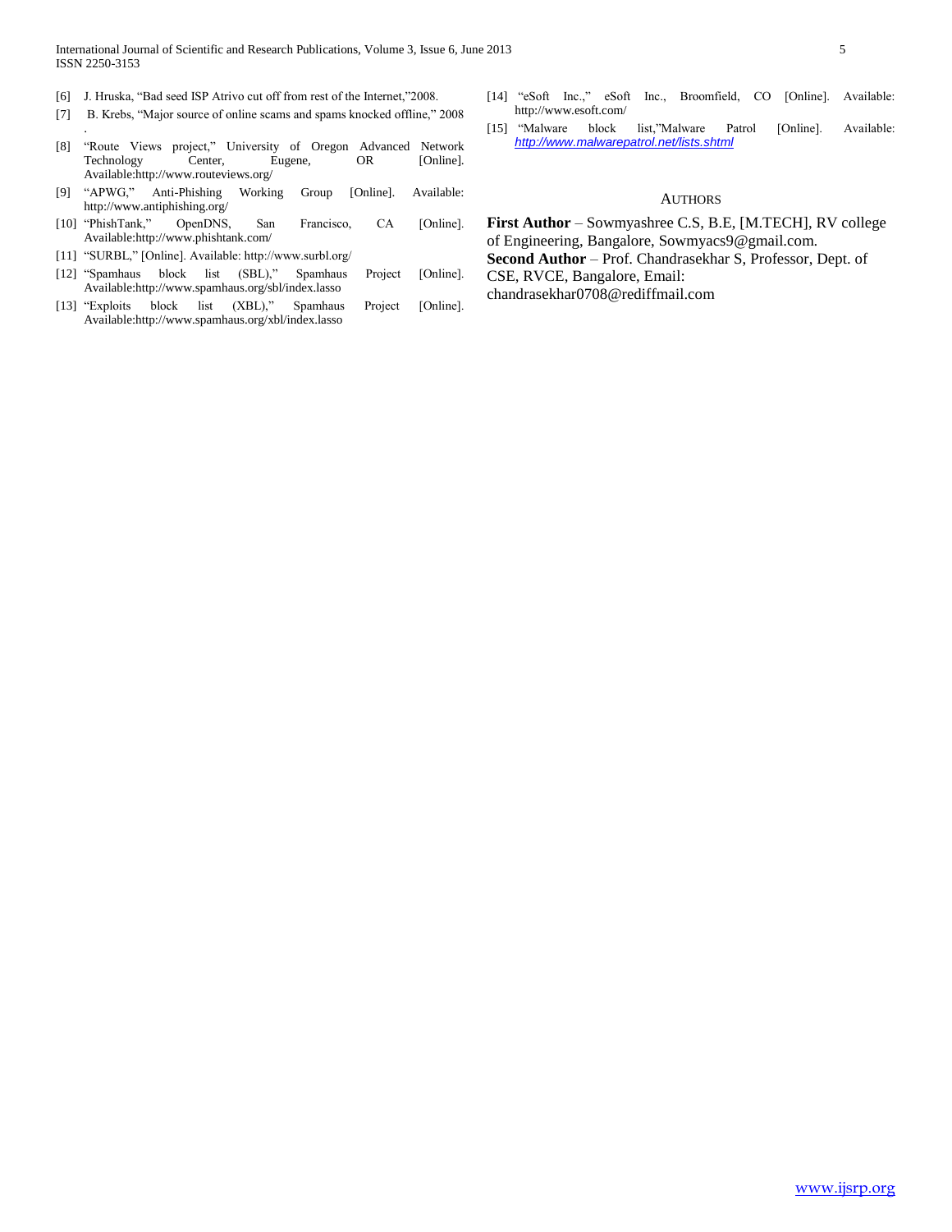[6] J. Hruska, “Bad seed ISP Atrivo cut off from rest of the Internet,”2008.

[7] B. Krebs, “Major source of online scams and spams knocked offline,” 2008 .

[8] “Route Views project,” University of Oregon Advanced Network Technology Center, Eugene, OR [Online]. Available:http://www.routeviews.org/

[9] “APWG,” Anti-Phishing Working Group [Online]. Available: http://www.antiphishing.org/

[10] “PhishTank,” OpenDNS, San Francisco, CA [Online]. Available:http://www.phishtank.com/

[11] “SURBL,” [Online]. Available: http://www.surbl.org/

[12] “Spamhaus block list (SBL),” Spamhaus Project [Online]. Available:http://www.spamhaus.org/sbl/index.lasso

[13] “Exploits block list (XBL),” Spamhaus Project [Online]. Available:http://www.spamhaus.org/xbl/index.lasso

[14] “eSoft Inc.,” eSoft Inc., Broomfield, CO [Online]. Available: http://www.esoft.com/

[15] “Malware block list,”Malware Patrol [Online]. Available: *http://www.malwarepatrol.net/lists.shtml*

## AUTHORS

**First Author** – Sowmyashree C.S, B.E, [M.TECH], RV college of Engineering, Bangalore, Sowmyacs9@gmail.com.
**Second Author** – Prof. Chandrasekhar S, Professor, Dept. of CSE, RVCE, Bangalore, Email: chandrasekhar0708@rediffmail.com